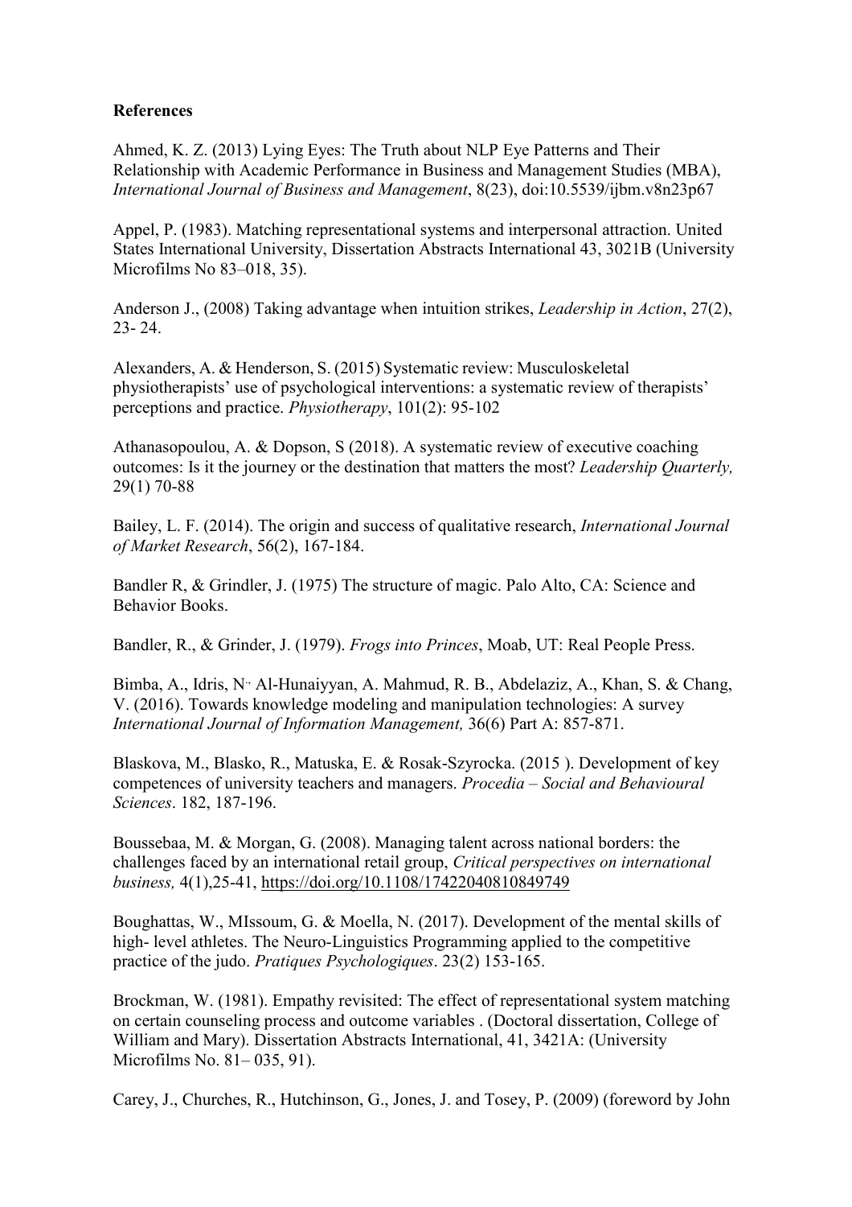**References**

Ahmed, K. Z. (2013) Lying Eyes: The Truth about NLP Eye Patterns and Their Relationship with Academic Performance in Business and Management Studies (MBA), *International Journal of Business and Management*, 8(23), doi:10.5539/ijbm.v8n23p67

Appel, P. (1983). Matching representational systems and interpersonal attraction. United States International University, Dissertation Abstracts International 43, 3021B (University Microfilms No 83–018, 35).

Anderson J., (2008) Taking advantage when intuition strikes, *Leadership in Action*, 27(2), 23- 24.

Alexanders, A. & Henderson, S. (2015) Systematic review: Musculoskeletal physiotherapists' use of psychological interventions: a systematic review of therapists' perceptions and practice. *Physiotherapy*, 101(2): 95-102

Athanasopoulou, A. & Dopson, S (2018). A systematic review of executive coaching outcomes: Is it the journey or the destination that matters the most? *Leadership Quarterly,* 29(1) 70-88

Bailey, L. F. (2014). The origin and success of qualitative research, *International Journal of Market Research*, 56(2), 167-184.

Bandler R, & Grindler, J. (1975) The structure of magic. Palo Alto, CA: Science and Behavior Books.

Bandler, R., & Grinder, J. (1979). *Frogs into Princes*, Moab, UT: Real People Press.

Bimba, A., Idris, N., Al-Hunaiyyan, A. Mahmud, R. B., Abdelaziz, A., Khan, S. & Chang, V. (2016). Towards knowledge modeling and manipulation technologies: A survey *International Journal of Information Management,* 36(6) Part A: 857-871.

Blaskova, M., Blasko, R., Matuska, E. & Rosak-Szyrocka. (2015 ). Development of key competences of university teachers and managers. *Procedia – Social and Behavioural Sciences*. 182, 187-196.

Boussebaa, M. & Morgan, G. (2008). Managing talent across national borders: the challenges faced by an international retail group, *Critical perspectives on international business,* 4(1),25-41, https://doi.org/10.1108/17422040810849749

Boughattas, W., MIssoum, G. & Moella, N. (2017). Development of the mental skills of high- level athletes. The Neuro-Linguistics Programming applied to the competitive practice of the judo. *Pratiques Psychologiques*. 23(2) 153-165.

Brockman, W. (1981). Empathy revisited: The effect of representational system matching on certain counseling process and outcome variables . (Doctoral dissertation, College of William and Mary). Dissertation Abstracts International, 41, 3421A: (University Microfilms No. 81– 035, 91).

Carey, J., Churches, R., Hutchinson, G., Jones, J. and Tosey, P. (2009) (foreword by John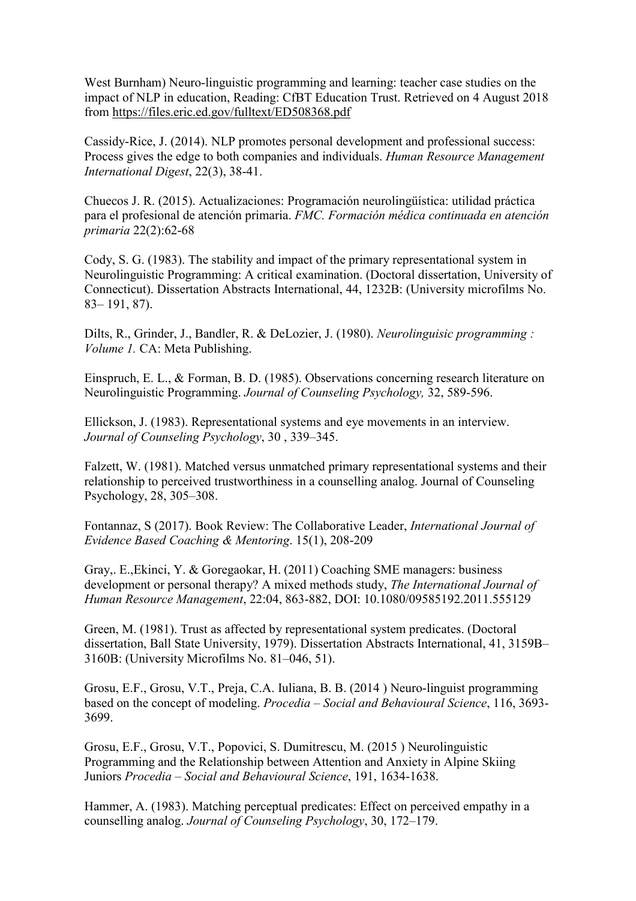West Burnham) Neuro-linguistic programming and learning: teacher case studies on the impact of NLP in education, Reading: CfBT Education Trust. Retrieved on 4 August 2018 from https://files.eric.ed.gov/fulltext/ED508368.pdf

Cassidy-Rice, J. (2014). NLP promotes personal development and professional success: Process gives the edge to both companies and individuals. *Human Resource Management International Digest*, 22(3), 38-41.

Chuecos J. R. (2015). Actualizaciones: Programación neurolingüística: utilidad práctica para el profesional de atención primaria. *FMC. Formación médica continuada en atención primaria* 22(2):62-68

Cody, S. G. (1983). The stability and impact of the primary representational system in Neurolinguistic Programming: A critical examination. (Doctoral dissertation, University of Connecticut). Dissertation Abstracts International, 44, 1232B: (University microfilms No. 83– 191, 87).

Dilts, R., Grinder, J., Bandler, R. & DeLozier, J. (1980). *Neurolinguisic programming : Volume 1.* CA: Meta Publishing.

Einspruch, E. L., & Forman, B. D. (1985). Observations concerning research literature on Neurolinguistic Programming. *Journal of Counseling Psychology,* 32, 589-596.

Ellickson, J. (1983). Representational systems and eye movements in an interview. *Journal of Counseling Psychology*, 30 , 339–345.

Falzett, W. (1981). Matched versus unmatched primary representational systems and their relationship to perceived trustworthiness in a counselling analog. Journal of Counseling Psychology, 28, 305–308.

Fontannaz, S (2017). Book Review: The Collaborative Leader, *International Journal of Evidence Based Coaching & Mentoring*. 15(1), 208-209

Gray,. E.,Ekinci, Y. & Goregaokar, H. (2011) Coaching SME managers: business development or personal therapy? A mixed methods study, *The International Journal of Human Resource Management*, 22:04, 863-882, DOI: 10.1080/09585192.2011.555129

Green, M. (1981). Trust as affected by representational system predicates. (Doctoral dissertation, Ball State University, 1979). Dissertation Abstracts International, 41, 3159B–3160B: (University Microfilms No. 81–046, 51).

Grosu, E.F., Grosu, V.T., Preja, C.A. Iuliana, B. B. (2014 ) Neuro-linguist programming based on the concept of modeling. *Procedia – Social and Behavioural Science*, 116, 3693-3699.

Grosu, E.F., Grosu, V.T., Popovici, S. Dumitrescu, M. (2015 ) Neurolinguistic Programming and the Relationship between Attention and Anxiety in Alpine Skiing Juniors *Procedia – Social and Behavioural Science*, 191, 1634-1638.

Hammer, A. (1983). Matching perceptual predicates: Effect on perceived empathy in a counselling analog. *Journal of Counseling Psychology*, 30, 172–179.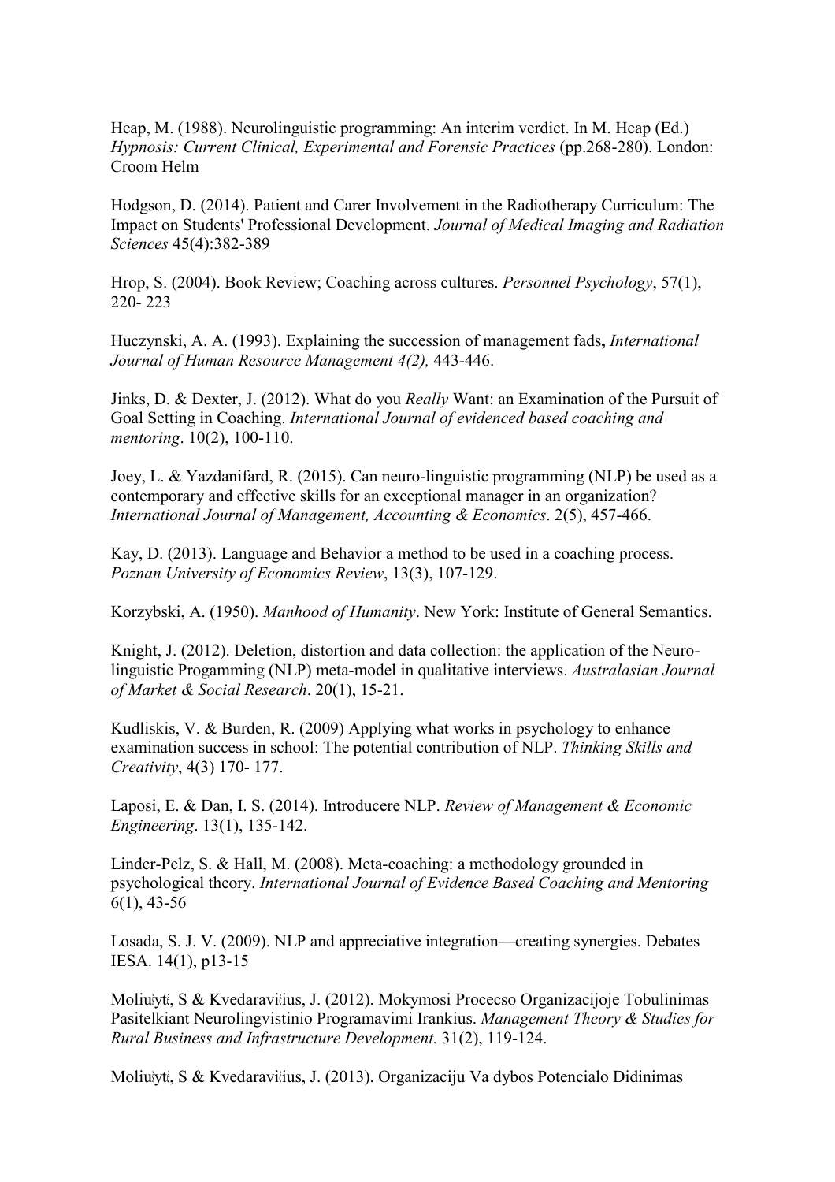Heap, M. (1988). Neurolinguistic programming: An interim verdict. In M. Heap (Ed.) *Hypnosis: Current Clinical, Experimental and Forensic Practices* (pp.268-280). London: Croom Helm

Hodgson, D. (2014). Patient and Carer Involvement in the Radiotherapy Curriculum: The Impact on Students' Professional Development. *Journal of Medical Imaging and Radiation Sciences* 45(4):382-389

Hrop, S. (2004). Book Review; Coaching across cultures. *Personnel Psychology*, 57(1), 220- 223

Huczynski, A. A. (1993). Explaining the succession of management fads**,** *International Journal of Human Resource Management 4(2),* 443-446.

Jinks, D. & Dexter, J. (2012). What do you *Really* Want: an Examination of the Pursuit of Goal Setting in Coaching. *International Journal of evidenced based coaching and mentoring*. 10(2), 100-110.

Joey, L. & Yazdanifard, R. (2015). Can neuro-linguistic programming (NLP) be used as a contemporary and effective skills for an exceptional manager in an organization? *International Journal of Management, Accounting & Economics*. 2(5), 457-466.

Kay, D. (2013). Language and Behavior a method to be used in a coaching process. *Poznan University of Economics Review*, 13(3), 107-129.

Korzybski, A. (1950). *Manhood of Humanity*. New York: Institute of General Semantics.

Knight, J. (2012). Deletion, distortion and data collection: the application of the Neuro-linguistic Progamming (NLP) meta-model in qualitative interviews. *Australasian Journal of Market & Social Research*. 20(1), 15-21.

Kudliskis, V. & Burden, R. (2009) Applying what works in psychology to enhance examination success in school: The potential contribution of NLP. *Thinking Skills and Creativity*, 4(3) 170- 177.

Laposi, E. & Dan, I. S. (2014). Introducere NLP. *Review of Management & Economic Engineering*. 13(1), 135-142.

Linder-Pelz, S. & Hall, M. (2008). Meta-coaching: a methodology grounded in psychological theory. *International Journal of Evidence Based Coaching and Mentoring* 6(1), 43-56

Losada, S. J. V. (2009). NLP and appreciative integration—creating synergies. Debates IESA. 14(1), p13-15

Moliuļytė, S & Kvedaravičius, J. (2012). Mokymosi Procecso Organizacijoje Tobulinimas Pasitelkiant Neurolingvistinio Programavimi Irankius. *Management Theory & Studies for Rural Business and Infrastructure Development.* 31(2), 119-124.

Moliuļytė, S & Kvedaravičius, J. (2013). Organizaciju Va dybos Potencialo Didinimas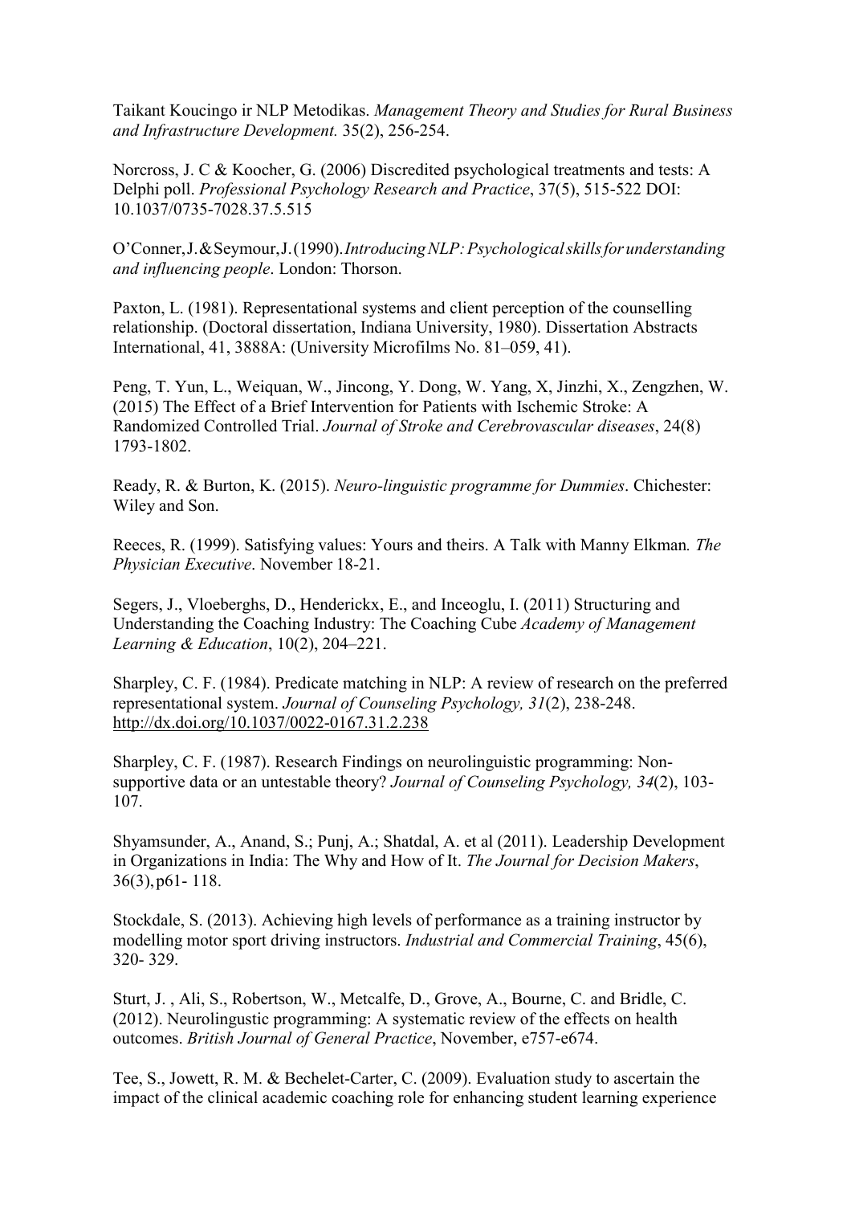Taikant Koucingo ir NLP Metodikas. *Management Theory and Studies for Rural Business and Infrastructure Development.* 35(2), 256-254.

Norcross, J. C & Koocher, G. (2006) Discredited psychological treatments and tests: A Delphi poll. *Professional Psychology Research and Practice*, 37(5), 515-522 DOI: 10.1037/0735-7028.37.5.515

O'Conner, J. & Seymour, J. (1990). *Introducing NLP: Psychological skills for understanding and influencing people*. London: Thorson.

Paxton, L. (1981). Representational systems and client perception of the counselling relationship. (Doctoral dissertation, Indiana University, 1980). Dissertation Abstracts International, 41, 3888A: (University Microfilms No. 81–059, 41).

Peng, T. Yun, L., Weiquan, W., Jincong, Y. Dong, W. Yang, X, Jinzhi, X., Zengzhen, W. (2015) The Effect of a Brief Intervention for Patients with Ischemic Stroke: A Randomized Controlled Trial. *Journal of Stroke and Cerebrovascular diseases*, 24(8) 1793-1802.

Ready, R. & Burton, K. (2015). *Neuro-linguistic programme for Dummies*. Chichester: Wiley and Son.

Reeces, R. (1999). Satisfying values: Yours and theirs. A Talk with Manny Elkman*. The Physician Executive*. November 18-21.

Segers, J., Vloeberghs, D., Henderickx, E., and Inceoglu, I. (2011) Structuring and Understanding the Coaching Industry: The Coaching Cube *Academy of Management Learning & Education*, 10(2), 204–221.

Sharpley, C. F. (1984). Predicate matching in NLP: A review of research on the preferred representational system. *Journal of Counseling Psychology, 31*(2), 238-248. http://dx.doi.org/10.1037/0022-0167.31.2.238

Sharpley, C. F. (1987). Research Findings on neurolinguistic programming: Non-supportive data or an untestable theory? *Journal of Counseling Psychology, 34*(2), 103-107.

Shyamsunder, A., Anand, S.; Punj, A.; Shatdal, A. et al (2011). Leadership Development in Organizations in India: The Why and How of It. *The Journal for Decision Makers*, 36(3), p61- 118.

Stockdale, S. (2013). Achieving high levels of performance as a training instructor by modelling motor sport driving instructors. *Industrial and Commercial Training*, 45(6), 320- 329.

Sturt, J. , Ali, S., Robertson, W., Metcalfe, D., Grove, A., Bourne, C. and Bridle, C. (2012). Neurolingustic programming: A systematic review of the effects on health outcomes. *British Journal of General Practice*, November, e757-e674.

Tee, S., Jowett, R. M. & Bechelet-Carter, C. (2009). Evaluation study to ascertain the impact of the clinical academic coaching role for enhancing student learning experience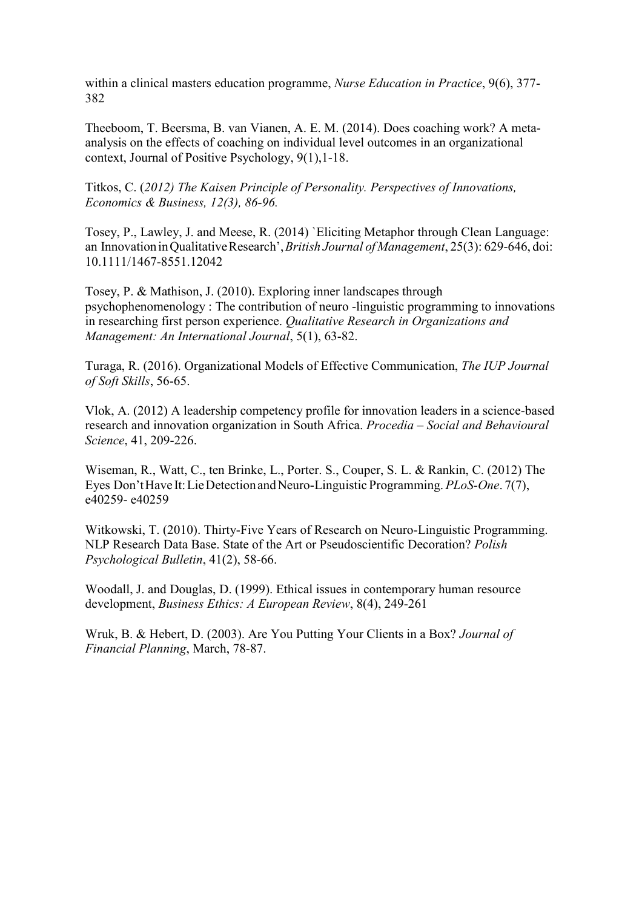within a clinical masters education programme, *Nurse Education in Practice*, 9(6), 377-382

Theeboom, T. Beersma, B. van Vianen, A. E. M. (2014). Does coaching work? A meta-analysis on the effects of coaching on individual level outcomes in an organizational context, Journal of Positive Psychology, 9(1),1-18.

Titkos, C. (*2012) The Kaisen Principle of Personality. Perspectives of Innovations, Economics & Business, 12(3), 86-96.*

Tosey, P., Lawley, J. and Meese, R. (2014) `Eliciting Metaphor through Clean Language: an Innovation in Qualitative Research', *British Journal of Management*, 25(3): 629-646, doi: 10.1111/1467-8551.12042

Tosey, P. & Mathison, J. (2010). Exploring inner landscapes through psychophenomenology : The contribution of neuro -linguistic programming to innovations in researching first person experience. *Qualitative Research in Organizations and Management: An International Journal*, 5(1), 63-82.

Turaga, R. (2016). Organizational Models of Effective Communication, *The IUP Journal of Soft Skills*, 56-65.

Vlok, A. (2012) A leadership competency profile for innovation leaders in a science-based research and innovation organization in South Africa. *Procedia – Social and Behavioural Science*, 41, 209-226.

Wiseman, R., Watt, C., ten Brinke, L., Porter. S., Couper, S. L. & Rankin, C. (2012) The Eyes Don't Have It: Lie Detection and Neuro-Linguistic Programming. *PLoS-One*. 7(7), e40259- e40259

Witkowski, T. (2010). Thirty-Five Years of Research on Neuro-Linguistic Programming. NLP Research Data Base. State of the Art or Pseudoscientific Decoration? *Polish Psychological Bulletin*, 41(2), 58-66.

Woodall, J. and Douglas, D. (1999). Ethical issues in contemporary human resource development, *Business Ethics: A European Review*, 8(4), 249-261

Wruk, B. & Hebert, D. (2003). Are You Putting Your Clients in a Box? *Journal of Financial Planning*, March, 78-87.